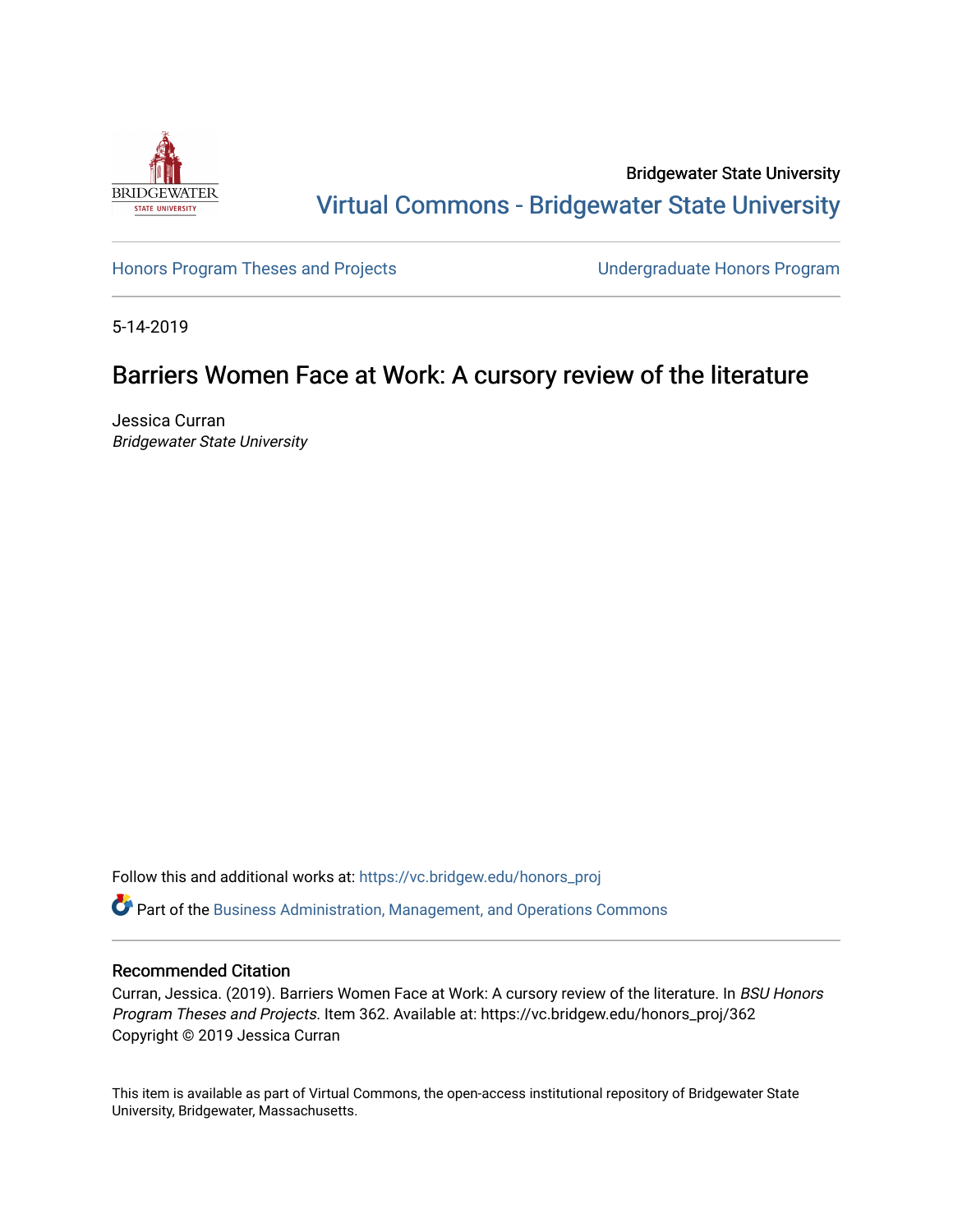Bridgewater State University

Virtual Commons - Bridgewater State University

Honors Program Theses and Projects

Undergraduate Honors Program

5-14-2019

# Barriers Women Face at Work: A cursory review of the literature

Jessica Curran
*Bridgewater State University*

Follow this and additional works at: https://vc.bridgew.edu/honors_proj

Part of the Business Administration, Management, and Operations Commons

## Recommended Citation

Curran, Jessica. (2019). Barriers Women Face at Work: A cursory review of the literature. In *BSU Honors Program Theses and Projects.* Item 362. Available at: https://vc.bridgew.edu/honors_proj/362
Copyright © 2019 Jessica Curran

This item is available as part of Virtual Commons, the open-access institutional repository of Bridgewater State University, Bridgewater, Massachusetts.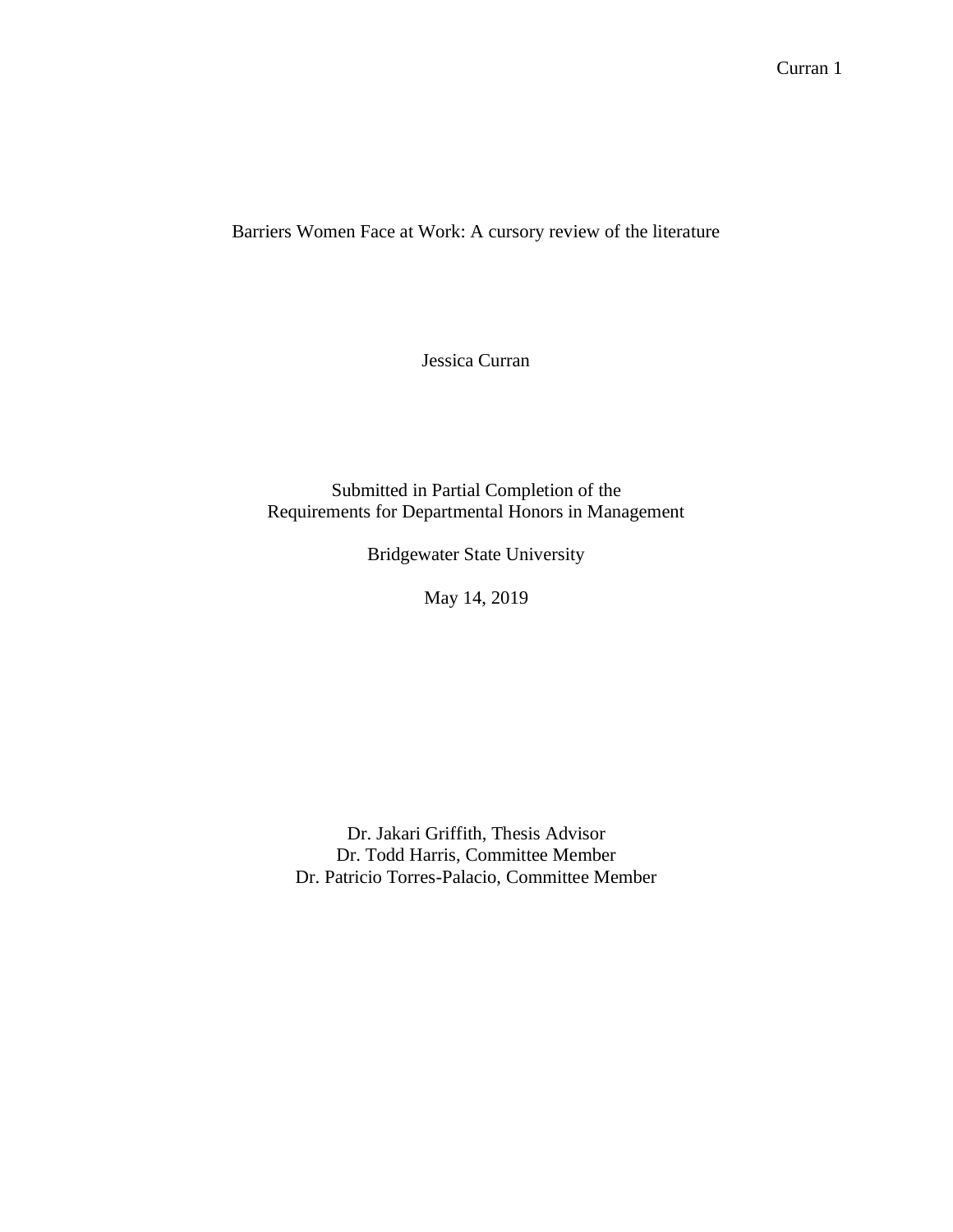# Barriers Women Face at Work: A cursory review of the literature

Jessica Curran

Submitted in Partial Completion of the
Requirements for Departmental Honors in Management

Bridgewater State University

May 14, 2019

Dr. Jakari Griffith, Thesis Advisor
Dr. Todd Harris, Committee Member
Dr. Patricio Torres-Palacio, Committee Member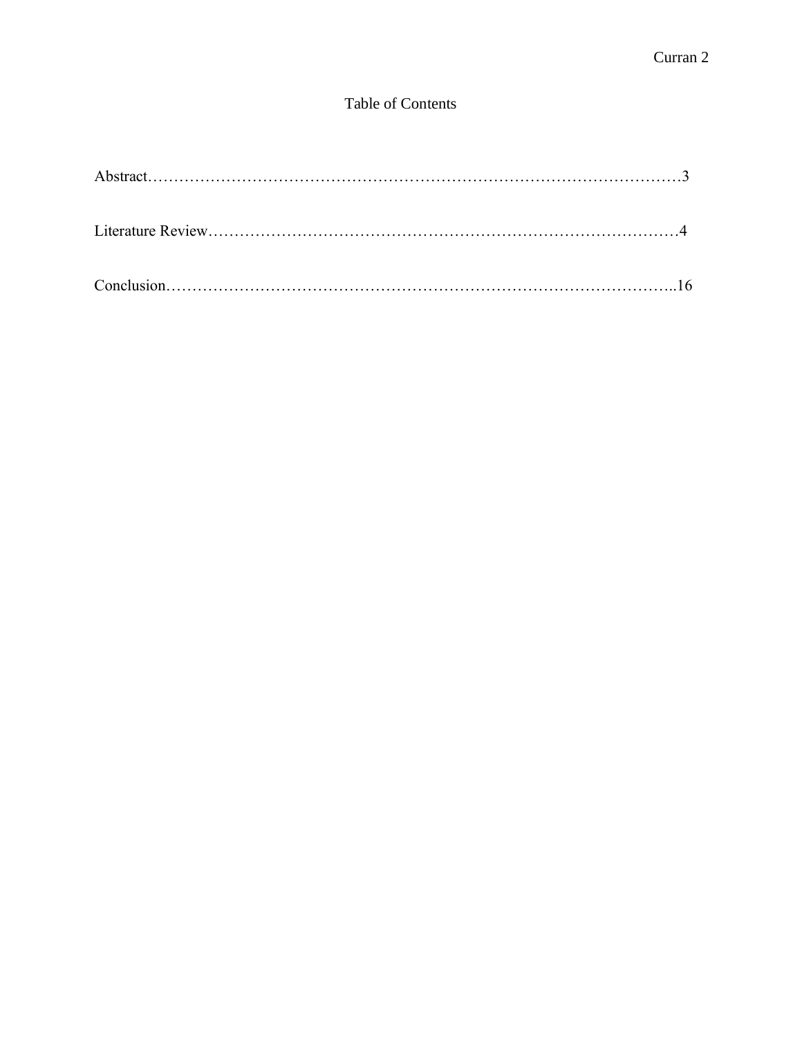# Table of Contents

Abstract……………………………………………………………………………………………3

Literature Review………………………………………………………………………………4

Conclusion……………………………………………………………………………………..16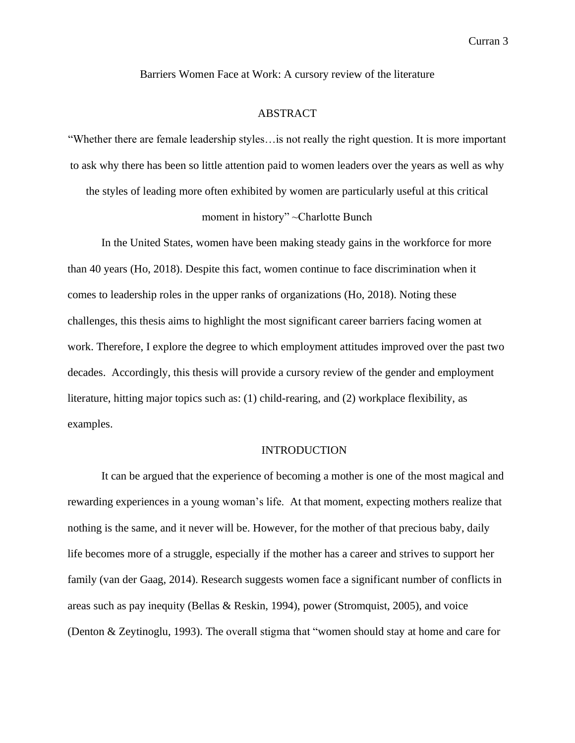Barriers Women Face at Work: A cursory review of the literature

## ABSTRACT

"Whether there are female leadership styles…is not really the right question. It is more important to ask why there has been so little attention paid to women leaders over the years as well as why the styles of leading more often exhibited by women are particularly useful at this critical moment in history" ~Charlotte Bunch

In the United States, women have been making steady gains in the workforce for more than 40 years (Ho, 2018). Despite this fact, women continue to face discrimination when it comes to leadership roles in the upper ranks of organizations (Ho, 2018). Noting these challenges, this thesis aims to highlight the most significant career barriers facing women at work. Therefore, I explore the degree to which employment attitudes improved over the past two decades. Accordingly, this thesis will provide a cursory review of the gender and employment literature, hitting major topics such as: (1) child-rearing, and (2) workplace flexibility, as examples.

## INTRODUCTION

It can be argued that the experience of becoming a mother is one of the most magical and rewarding experiences in a young woman's life. At that moment, expecting mothers realize that nothing is the same, and it never will be. However, for the mother of that precious baby, daily life becomes more of a struggle, especially if the mother has a career and strives to support her family (van der Gaag, 2014). Research suggests women face a significant number of conflicts in areas such as pay inequity (Bellas & Reskin, 1994), power (Stromquist, 2005), and voice (Denton & Zeytinoglu, 1993). The overall stigma that "women should stay at home and care for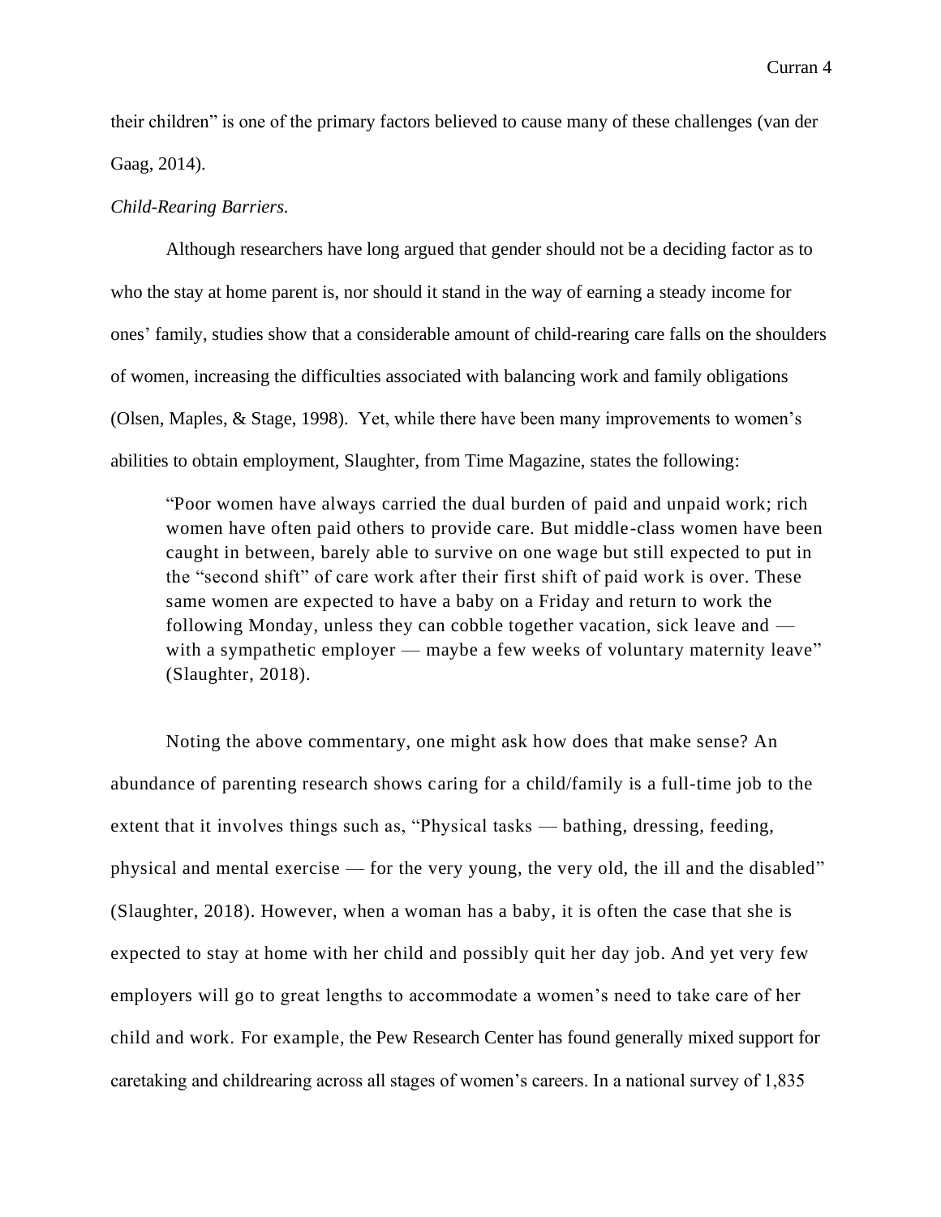their children" is one of the primary factors believed to cause many of these challenges (van der Gaag, 2014).

*Child-Rearing Barriers.*

Although researchers have long argued that gender should not be a deciding factor as to who the stay at home parent is, nor should it stand in the way of earning a steady income for ones' family, studies show that a considerable amount of child-rearing care falls on the shoulders of women, increasing the difficulties associated with balancing work and family obligations (Olsen, Maples, & Stage, 1998). Yet, while there have been many improvements to women's abilities to obtain employment, Slaughter, from Time Magazine, states the following:

> "Poor women have always carried the dual burden of paid and unpaid work; rich women have often paid others to provide care. But middle-class women have been caught in between, barely able to survive on one wage but still expected to put in the "second shift" of care work after their first shift of paid work is over. These same women are expected to have a baby on a Friday and return to work the following Monday, unless they can cobble together vacation, sick leave and — with a sympathetic employer — maybe a few weeks of voluntary maternity leave" (Slaughter, 2018).

Noting the above commentary, one might ask how does that make sense? An abundance of parenting research shows caring for a child/family is a full-time job to the extent that it involves things such as, "Physical tasks — bathing, dressing, feeding, physical and mental exercise — for the very young, the very old, the ill and the disabled" (Slaughter, 2018). However, when a woman has a baby, it is often the case that she is expected to stay at home with her child and possibly quit her day job. And yet very few employers will go to great lengths to accommodate a women's need to take care of her child and work. For example, the Pew Research Center has found generally mixed support for caretaking and childrearing across all stages of women's careers. In a national survey of 1,835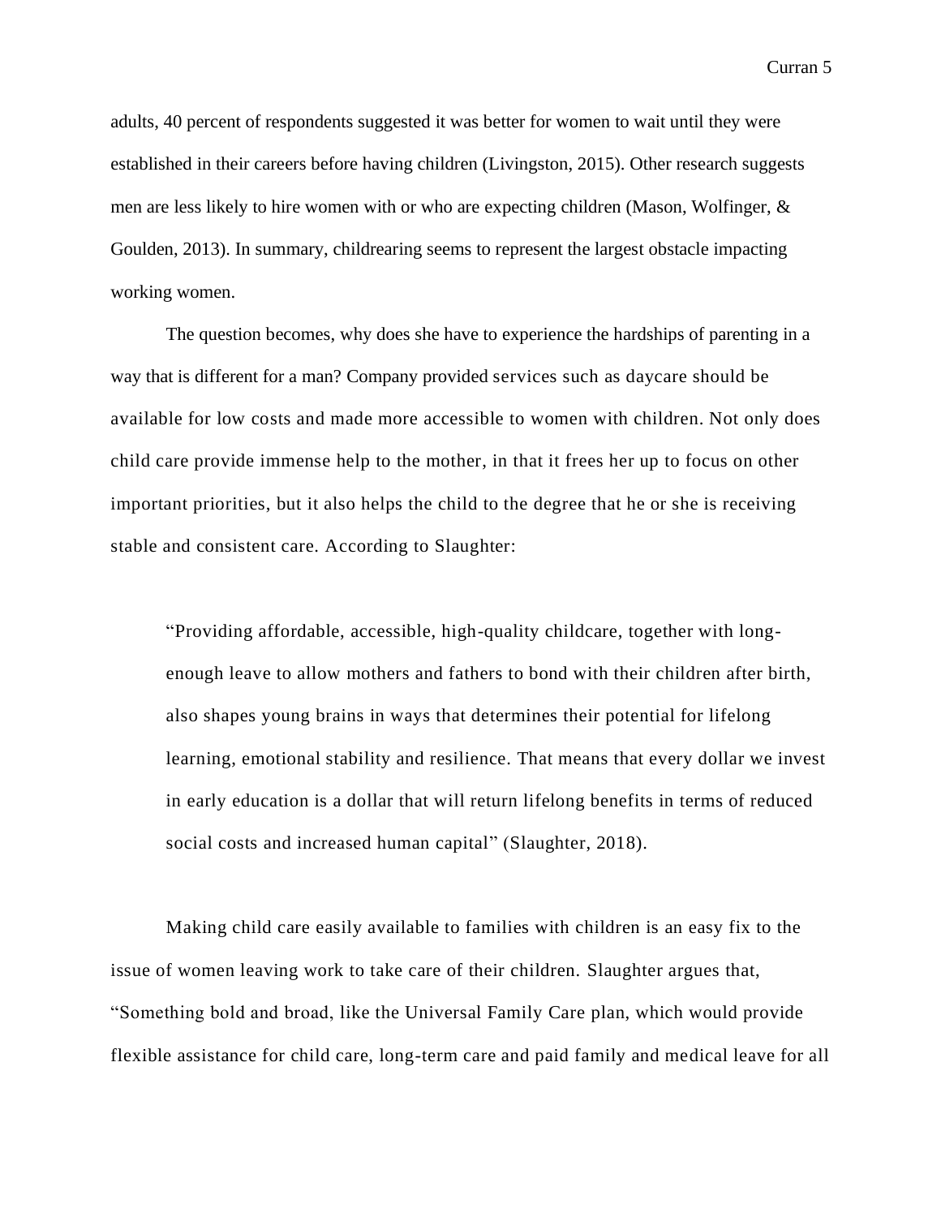adults, 40 percent of respondents suggested it was better for women to wait until they were established in their careers before having children (Livingston, 2015). Other research suggests men are less likely to hire women with or who are expecting children (Mason, Wolfinger, & Goulden, 2013). In summary, childrearing seems to represent the largest obstacle impacting working women.

The question becomes, why does she have to experience the hardships of parenting in a way that is different for a man? Company provided services such as daycare should be available for low costs and made more accessible to women with children. Not only does child care provide immense help to the mother, in that it frees her up to focus on other important priorities, but it also helps the child to the degree that he or she is receiving stable and consistent care. According to Slaughter:

> "Providing affordable, accessible, high-quality childcare, together with long-enough leave to allow mothers and fathers to bond with their children after birth, also shapes young brains in ways that determines their potential for lifelong learning, emotional stability and resilience. That means that every dollar we invest in early education is a dollar that will return lifelong benefits in terms of reduced social costs and increased human capital" (Slaughter, 2018).

Making child care easily available to families with children is an easy fix to the issue of women leaving work to take care of their children. Slaughter argues that, "Something bold and broad, like the Universal Family Care plan, which would provide flexible assistance for child care, long-term care and paid family and medical leave for all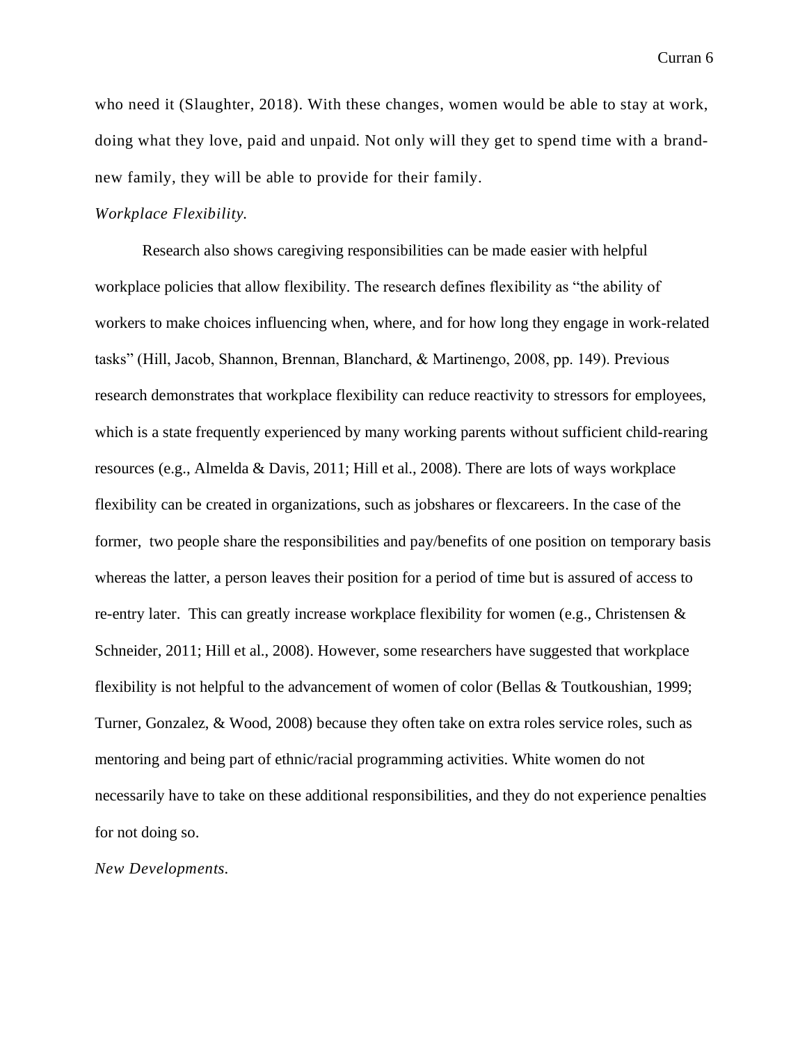who need it (Slaughter, 2018). With these changes, women would be able to stay at work, doing what they love, paid and unpaid. Not only will they get to spend time with a brand-new family, they will be able to provide for their family.

*Workplace Flexibility.*

Research also shows caregiving responsibilities can be made easier with helpful workplace policies that allow flexibility. The research defines flexibility as "the ability of workers to make choices influencing when, where, and for how long they engage in work-related tasks" (Hill, Jacob, Shannon, Brennan, Blanchard, & Martinengo, 2008, pp. 149). Previous research demonstrates that workplace flexibility can reduce reactivity to stressors for employees, which is a state frequently experienced by many working parents without sufficient child-rearing resources (e.g., Almelda & Davis, 2011; Hill et al., 2008). There are lots of ways workplace flexibility can be created in organizations, such as jobshares or flexcareers. In the case of the former, two people share the responsibilities and pay/benefits of one position on temporary basis whereas the latter, a person leaves their position for a period of time but is assured of access to re-entry later. This can greatly increase workplace flexibility for women (e.g., Christensen & Schneider, 2011; Hill et al., 2008). However, some researchers have suggested that workplace flexibility is not helpful to the advancement of women of color (Bellas & Toutkoushian, 1999; Turner, Gonzalez, & Wood, 2008) because they often take on extra roles service roles, such as mentoring and being part of ethnic/racial programming activities. White women do not necessarily have to take on these additional responsibilities, and they do not experience penalties for not doing so.

*New Developments.*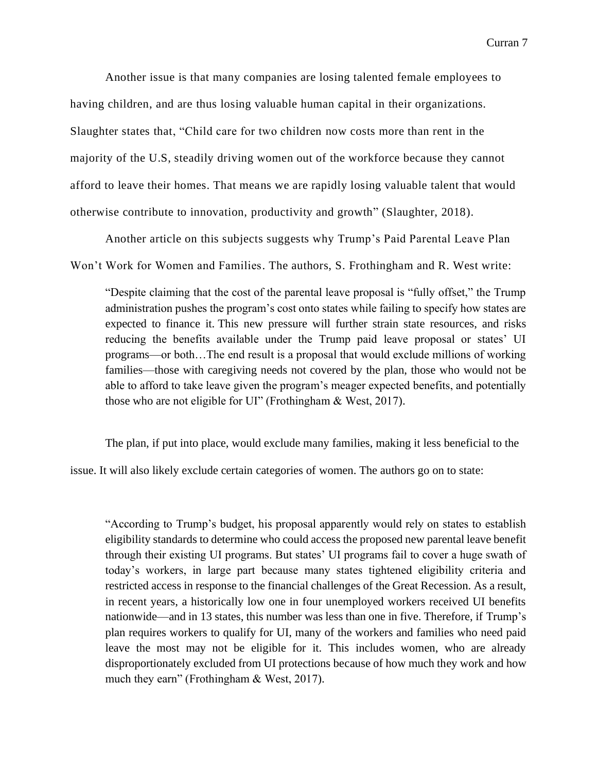Another issue is that many companies are losing talented female employees to having children, and are thus losing valuable human capital in their organizations. Slaughter states that, "Child care for two children now costs more than rent in the majority of the U.S, steadily driving women out of the workforce because they cannot afford to leave their homes. That means we are rapidly losing valuable talent that would otherwise contribute to innovation, productivity and growth" (Slaughter, 2018).

Another article on this subjects suggests why Trump's Paid Parental Leave Plan Won't Work for Women and Families. The authors, S. Frothingham and R. West write:

> "Despite claiming that the cost of the parental leave proposal is "fully offset," the Trump administration pushes the program's cost onto states while failing to specify how states are expected to finance it. This new pressure will further strain state resources, and risks reducing the benefits available under the Trump paid leave proposal or states' UI programs—or both…The end result is a proposal that would exclude millions of working families—those with caregiving needs not covered by the plan, those who would not be able to afford to take leave given the program's meager expected benefits, and potentially those who are not eligible for UI" (Frothingham & West, 2017).

The plan, if put into place, would exclude many families, making it less beneficial to the issue. It will also likely exclude certain categories of women. The authors go on to state:

> "According to Trump's budget, his proposal apparently would rely on states to establish eligibility standards to determine who could access the proposed new parental leave benefit through their existing UI programs. But states' UI programs fail to cover a huge swath of today's workers, in large part because many states tightened eligibility criteria and restricted access in response to the financial challenges of the Great Recession. As a result, in recent years, a historically low one in four unemployed workers received UI benefits nationwide—and in 13 states, this number was less than one in five. Therefore, if Trump's plan requires workers to qualify for UI, many of the workers and families who need paid leave the most may not be eligible for it. This includes women, who are already disproportionately excluded from UI protections because of how much they work and how much they earn" (Frothingham & West, 2017).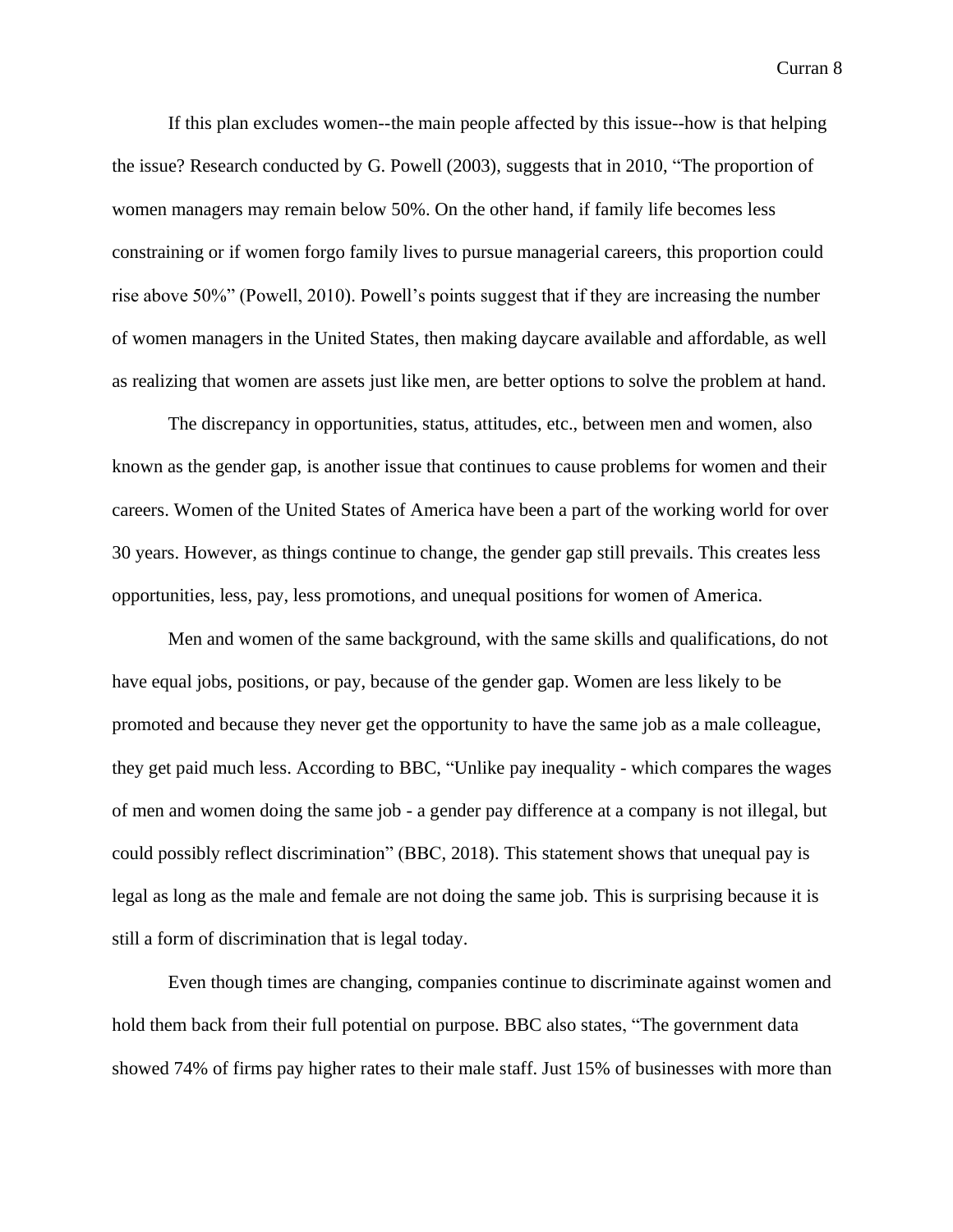If this plan excludes women--the main people affected by this issue--how is that helping the issue? Research conducted by G. Powell (2003), suggests that in 2010, "The proportion of women managers may remain below 50%. On the other hand, if family life becomes less constraining or if women forgo family lives to pursue managerial careers, this proportion could rise above 50%" (Powell, 2010). Powell's points suggest that if they are increasing the number of women managers in the United States, then making daycare available and affordable, as well as realizing that women are assets just like men, are better options to solve the problem at hand.

The discrepancy in opportunities, status, attitudes, etc., between men and women, also known as the gender gap, is another issue that continues to cause problems for women and their careers. Women of the United States of America have been a part of the working world for over 30 years. However, as things continue to change, the gender gap still prevails. This creates less opportunities, less, pay, less promotions, and unequal positions for women of America.

Men and women of the same background, with the same skills and qualifications, do not have equal jobs, positions, or pay, because of the gender gap. Women are less likely to be promoted and because they never get the opportunity to have the same job as a male colleague, they get paid much less. According to BBC, "Unlike pay inequality - which compares the wages of men and women doing the same job - a gender pay difference at a company is not illegal, but could possibly reflect discrimination" (BBC, 2018). This statement shows that unequal pay is legal as long as the male and female are not doing the same job. This is surprising because it is still a form of discrimination that is legal today.

Even though times are changing, companies continue to discriminate against women and hold them back from their full potential on purpose. BBC also states, "The government data showed 74% of firms pay higher rates to their male staff. Just 15% of businesses with more than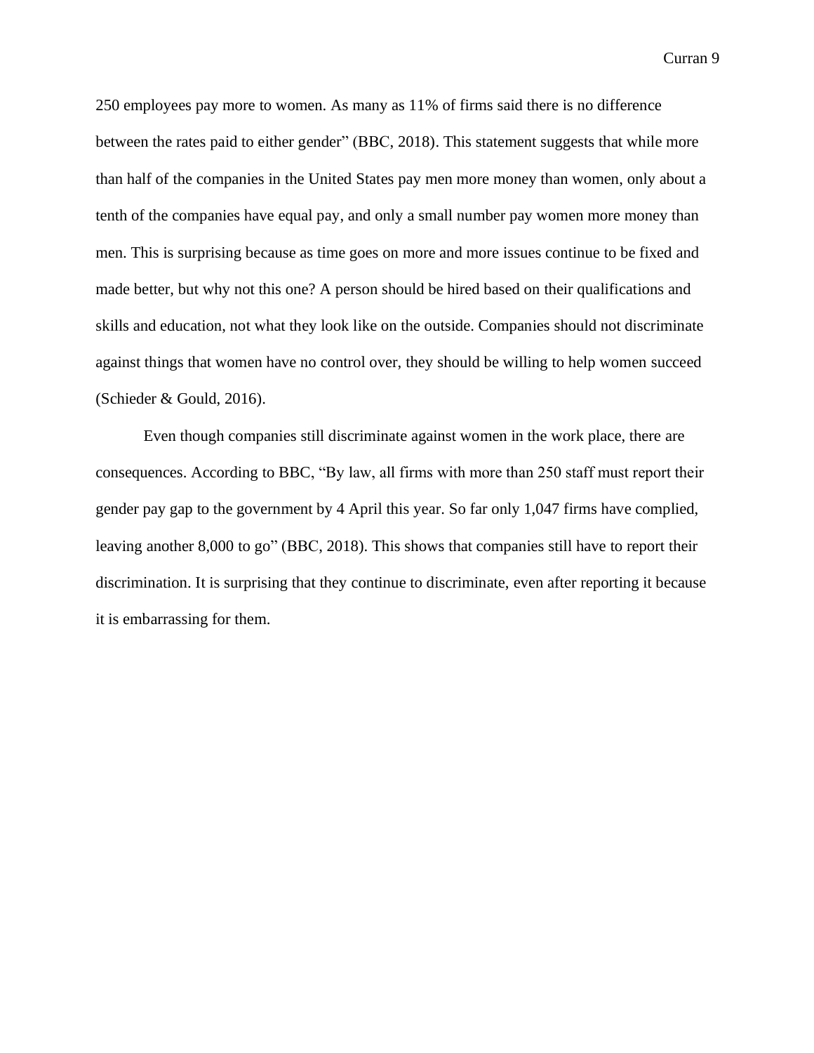250 employees pay more to women. As many as 11% of firms said there is no difference between the rates paid to either gender" (BBC, 2018). This statement suggests that while more than half of the companies in the United States pay men more money than women, only about a tenth of the companies have equal pay, and only a small number pay women more money than men. This is surprising because as time goes on more and more issues continue to be fixed and made better, but why not this one? A person should be hired based on their qualifications and skills and education, not what they look like on the outside. Companies should not discriminate against things that women have no control over, they should be willing to help women succeed (Schieder & Gould, 2016).

Even though companies still discriminate against women in the work place, there are consequences. According to BBC, "By law, all firms with more than 250 staff must report their gender pay gap to the government by 4 April this year. So far only 1,047 firms have complied, leaving another 8,000 to go" (BBC, 2018). This shows that companies still have to report their discrimination. It is surprising that they continue to discriminate, even after reporting it because it is embarrassing for them.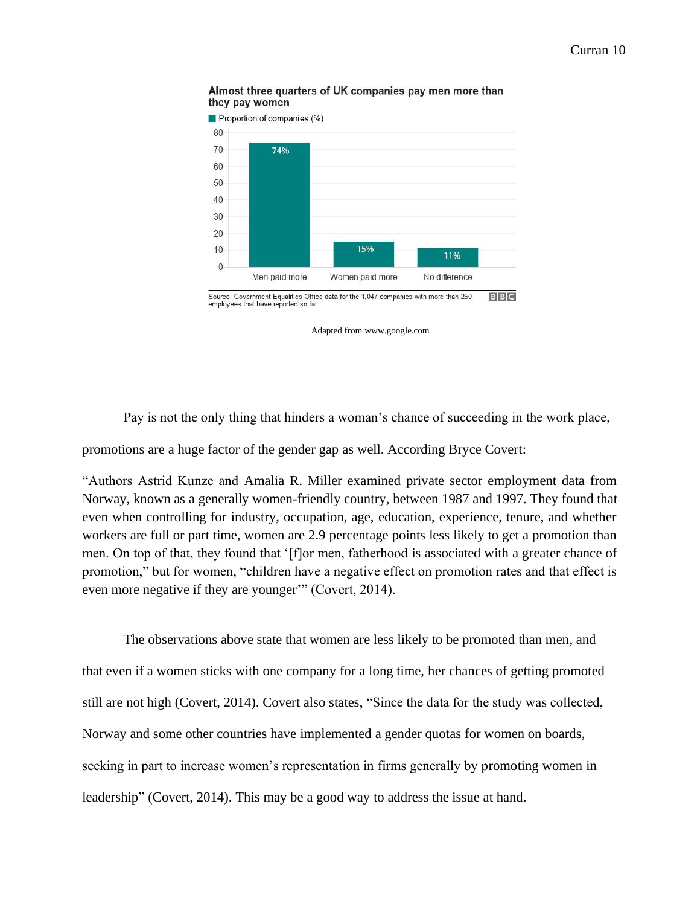**Almost three quarters of UK companies pay men more than they pay women**

Proportion of companies (%)

| Men paid more | Women paid more | No difference |
| --- | --- | --- |
| 74% | 15% | 11% |

Source: Government Equalities Office data for the 1,047 companies with more than 250 employees that have reported so far. BBC

Adapted from www.google.com

Pay is not the only thing that hinders a woman's chance of succeeding in the work place, promotions are a huge factor of the gender gap as well. According Bryce Covert:

> "Authors Astrid Kunze and Amalia R. Miller examined private sector employment data from Norway, known as a generally women-friendly country, between 1987 and 1997. They found that even when controlling for industry, occupation, age, education, experience, tenure, and whether workers are full or part time, women are 2.9 percentage points less likely to get a promotion than men. On top of that, they found that '[f]or men, fatherhood is associated with a greater chance of promotion," but for women, "children have a negative effect on promotion rates and that effect is even more negative if they are younger'" (Covert, 2014).

The observations above state that women are less likely to be promoted than men, and that even if a women sticks with one company for a long time, her chances of getting promoted still are not high (Covert, 2014). Covert also states, "Since the data for the study was collected, Norway and some other countries have implemented a gender quotas for women on boards, seeking in part to increase women's representation in firms generally by promoting women in leadership" (Covert, 2014). This may be a good way to address the issue at hand.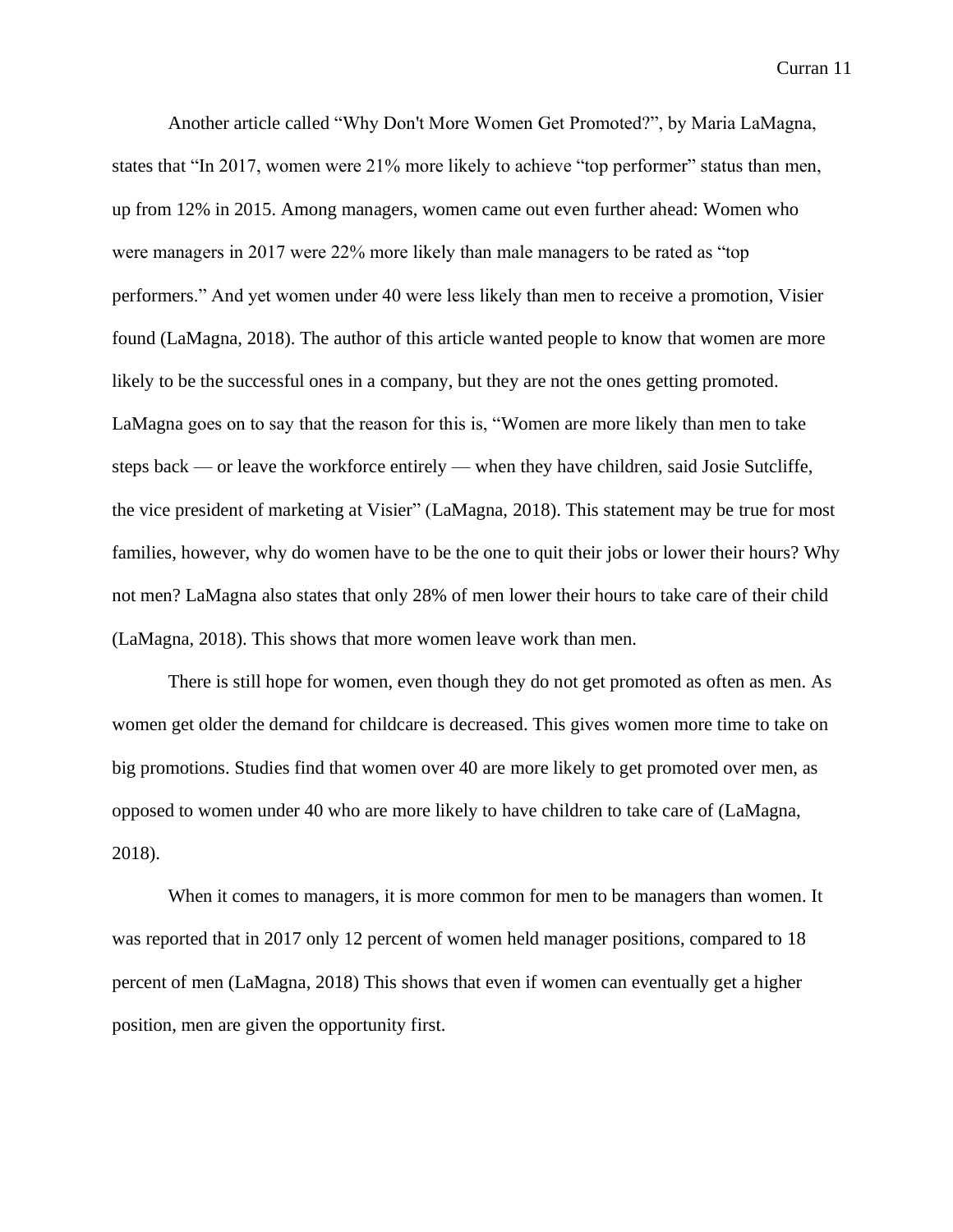Another article called “Why Don't More Women Get Promoted?”, by Maria LaMagna, states that “In 2017, women were 21% more likely to achieve “top performer” status than men, up from 12% in 2015. Among managers, women came out even further ahead: Women who were managers in 2017 were 22% more likely than male managers to be rated as “top performers.” And yet women under 40 were less likely than men to receive a promotion, Visier found (LaMagna, 2018). The author of this article wanted people to know that women are more likely to be the successful ones in a company, but they are not the ones getting promoted. LaMagna goes on to say that the reason for this is, “Women are more likely than men to take steps back — or leave the workforce entirely — when they have children, said Josie Sutcliffe, the vice president of marketing at Visier” (LaMagna, 2018). This statement may be true for most families, however, why do women have to be the one to quit their jobs or lower their hours? Why not men? LaMagna also states that only 28% of men lower their hours to take care of their child (LaMagna, 2018). This shows that more women leave work than men.

There is still hope for women, even though they do not get promoted as often as men. As women get older the demand for childcare is decreased. This gives women more time to take on big promotions. Studies find that women over 40 are more likely to get promoted over men, as opposed to women under 40 who are more likely to have children to take care of (LaMagna, 2018).

When it comes to managers, it is more common for men to be managers than women. It was reported that in 2017 only 12 percent of women held manager positions, compared to 18 percent of men (LaMagna, 2018) This shows that even if women can eventually get a higher position, men are given the opportunity first.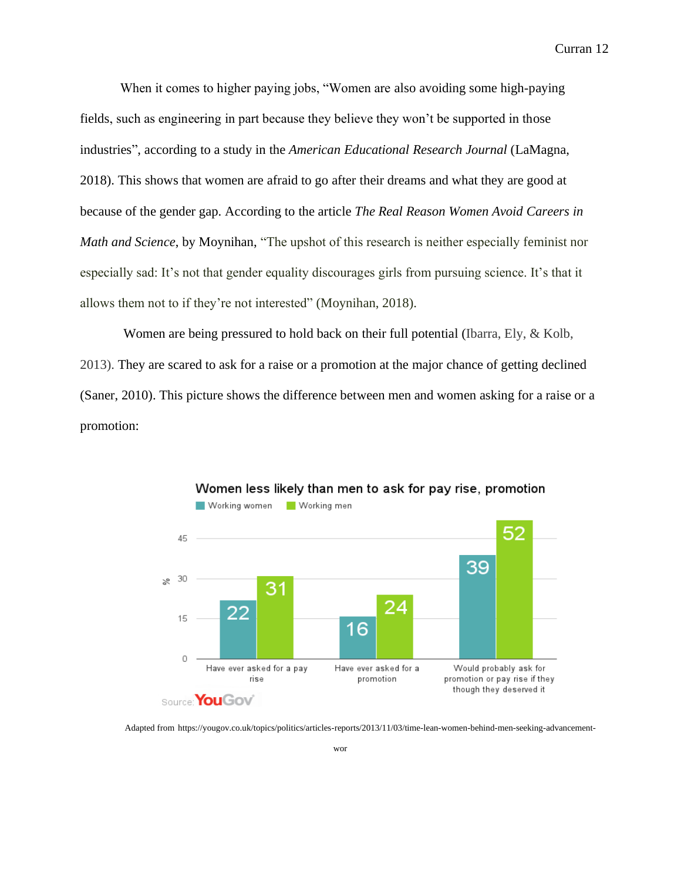When it comes to higher paying jobs, “Women are also avoiding some high-paying fields, such as engineering in part because they believe they won’t be supported in those industries”, according to a study in the *American Educational Research Journal* (LaMagna, 2018). This shows that women are afraid to go after their dreams and what they are good at because of the gender gap. According to the article *The Real Reason Women Avoid Careers in Math and Science*, by Moynihan, “The upshot of this research is neither especially feminist nor especially sad: It’s not that gender equality discourages girls from pursuing science. It’s that it allows them not to if they’re not interested” (Moynihan, 2018).

Women are being pressured to hold back on their full potential (Ibarra, Ely, & Kolb, 2013). They are scared to ask for a raise or a promotion at the major chance of getting declined (Saner, 2010). This picture shows the difference between men and women asking for a raise or a promotion:

**Women less likely than men to ask for pay rise, promotion**

| % | Working women | Working men |
| --- | --- | --- |
| Have ever asked for a pay rise | 22 | 31 |
| Have ever asked for a promotion | 16 | 24 |
| Would probably ask for promotion or pay rise if they though they deserved it | 39 | 52 |

Source: YouGov

Adapted from https://yougov.co.uk/topics/politics/articles-reports/2013/11/03/time-lean-women-behind-men-seeking-advancement-wor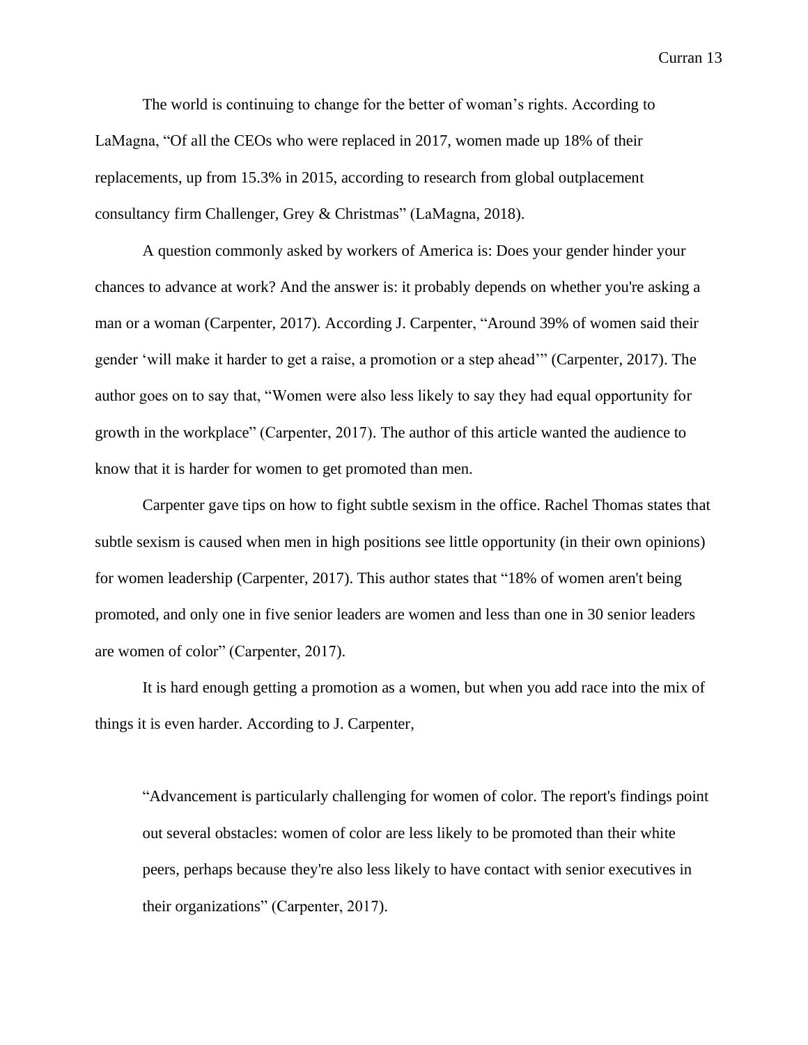The world is continuing to change for the better of woman's rights. According to LaMagna, "Of all the CEOs who were replaced in 2017, women made up 18% of their replacements, up from 15.3% in 2015, according to research from global outplacement consultancy firm Challenger, Grey & Christmas" (LaMagna, 2018).

A question commonly asked by workers of America is: Does your gender hinder your chances to advance at work? And the answer is: it probably depends on whether you're asking a man or a woman (Carpenter, 2017). According J. Carpenter, "Around 39% of women said their gender 'will make it harder to get a raise, a promotion or a step ahead'" (Carpenter, 2017). The author goes on to say that, "Women were also less likely to say they had equal opportunity for growth in the workplace" (Carpenter, 2017). The author of this article wanted the audience to know that it is harder for women to get promoted than men.

Carpenter gave tips on how to fight subtle sexism in the office. Rachel Thomas states that subtle sexism is caused when men in high positions see little opportunity (in their own opinions) for women leadership (Carpenter, 2017). This author states that "18% of women aren't being promoted, and only one in five senior leaders are women and less than one in 30 senior leaders are women of color" (Carpenter, 2017).

It is hard enough getting a promotion as a women, but when you add race into the mix of things it is even harder. According to J. Carpenter,

> "Advancement is particularly challenging for women of color. The report's findings point out several obstacles: women of color are less likely to be promoted than their white peers, perhaps because they're also less likely to have contact with senior executives in their organizations" (Carpenter, 2017).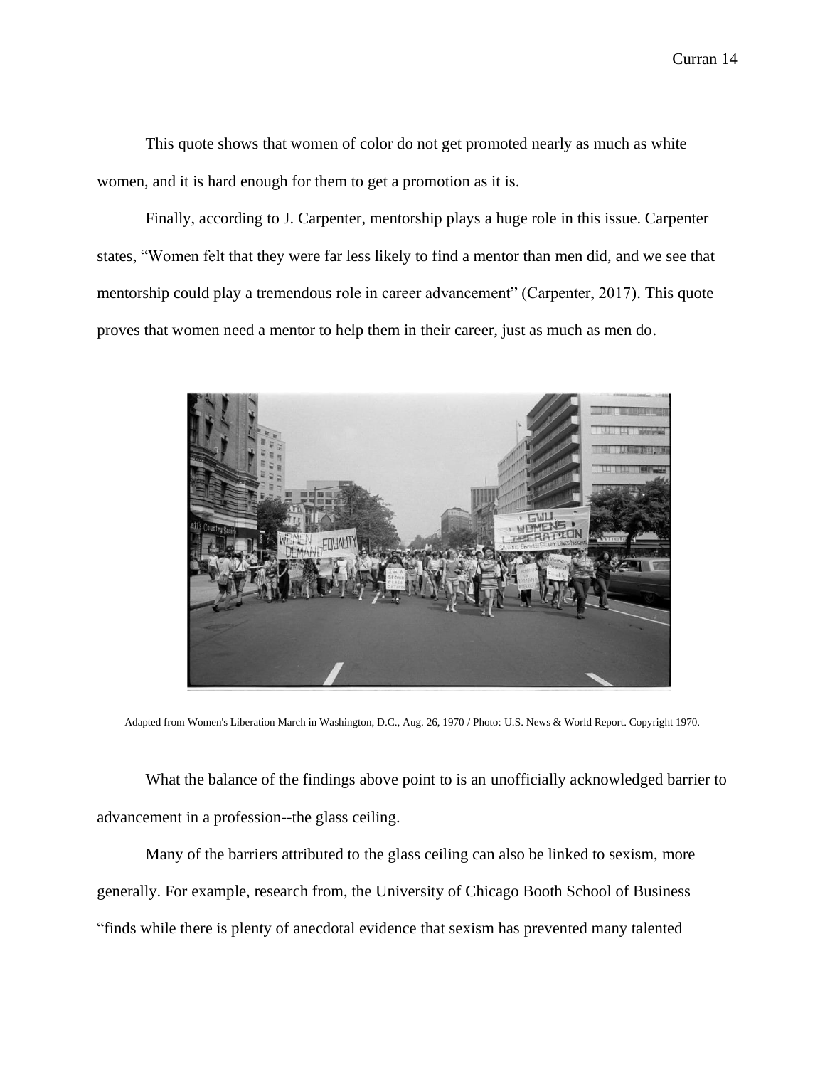This quote shows that women of color do not get promoted nearly as much as white women, and it is hard enough for them to get a promotion as it is.

Finally, according to J. Carpenter, mentorship plays a huge role in this issue. Carpenter states, "Women felt that they were far less likely to find a mentor than men did, and we see that mentorship could play a tremendous role in career advancement" (Carpenter, 2017). This quote proves that women need a mentor to help them in their career, just as much as men do.

Adapted from Women's Liberation March in Washington, D.C., Aug. 26, 1970 / Photo: U.S. News & World Report. Copyright 1970.

What the balance of the findings above point to is an unofficially acknowledged barrier to advancement in a profession--the glass ceiling.

Many of the barriers attributed to the glass ceiling can also be linked to sexism, more generally. For example, research from, the University of Chicago Booth School of Business "finds while there is plenty of anecdotal evidence that sexism has prevented many talented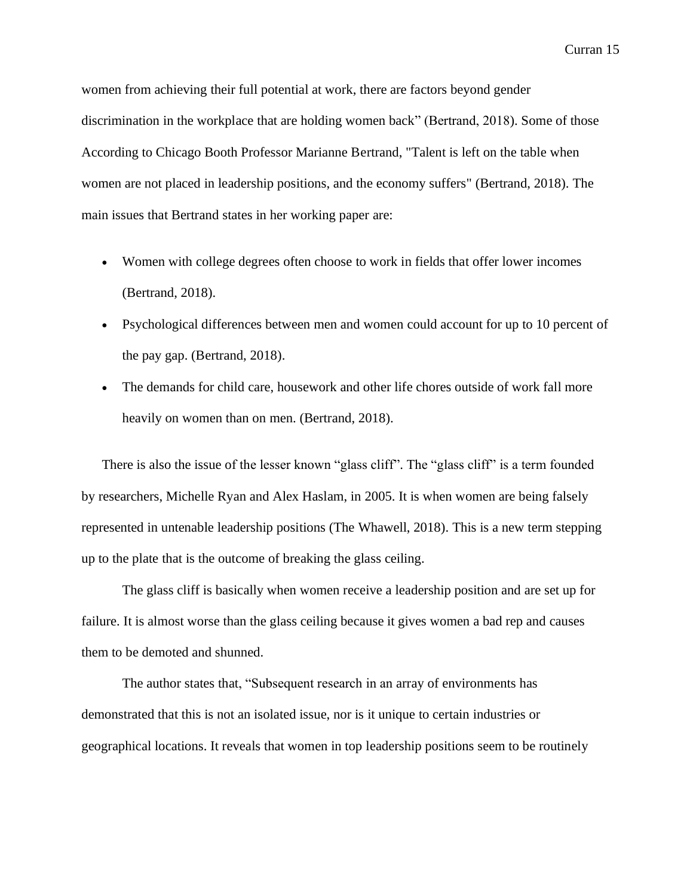women from achieving their full potential at work, there are factors beyond gender discrimination in the workplace that are holding women back" (Bertrand, 2018). Some of those According to Chicago Booth Professor Marianne Bertrand, "Talent is left on the table when women are not placed in leadership positions, and the economy suffers" (Bertrand, 2018). The main issues that Bertrand states in her working paper are:

- Women with college degrees often choose to work in fields that offer lower incomes (Bertrand, 2018).
- Psychological differences between men and women could account for up to 10 percent of the pay gap. (Bertrand, 2018).
- The demands for child care, housework and other life chores outside of work fall more heavily on women than on men. (Bertrand, 2018).

There is also the issue of the lesser known "glass cliff". The "glass cliff" is a term founded by researchers, Michelle Ryan and Alex Haslam, in 2005. It is when women are being falsely represented in untenable leadership positions (The Whawell, 2018). This is a new term stepping up to the plate that is the outcome of breaking the glass ceiling.

The glass cliff is basically when women receive a leadership position and are set up for failure. It is almost worse than the glass ceiling because it gives women a bad rep and causes them to be demoted and shunned.

The author states that, "Subsequent research in an array of environments has demonstrated that this is not an isolated issue, nor is it unique to certain industries or geographical locations. It reveals that women in top leadership positions seem to be routinely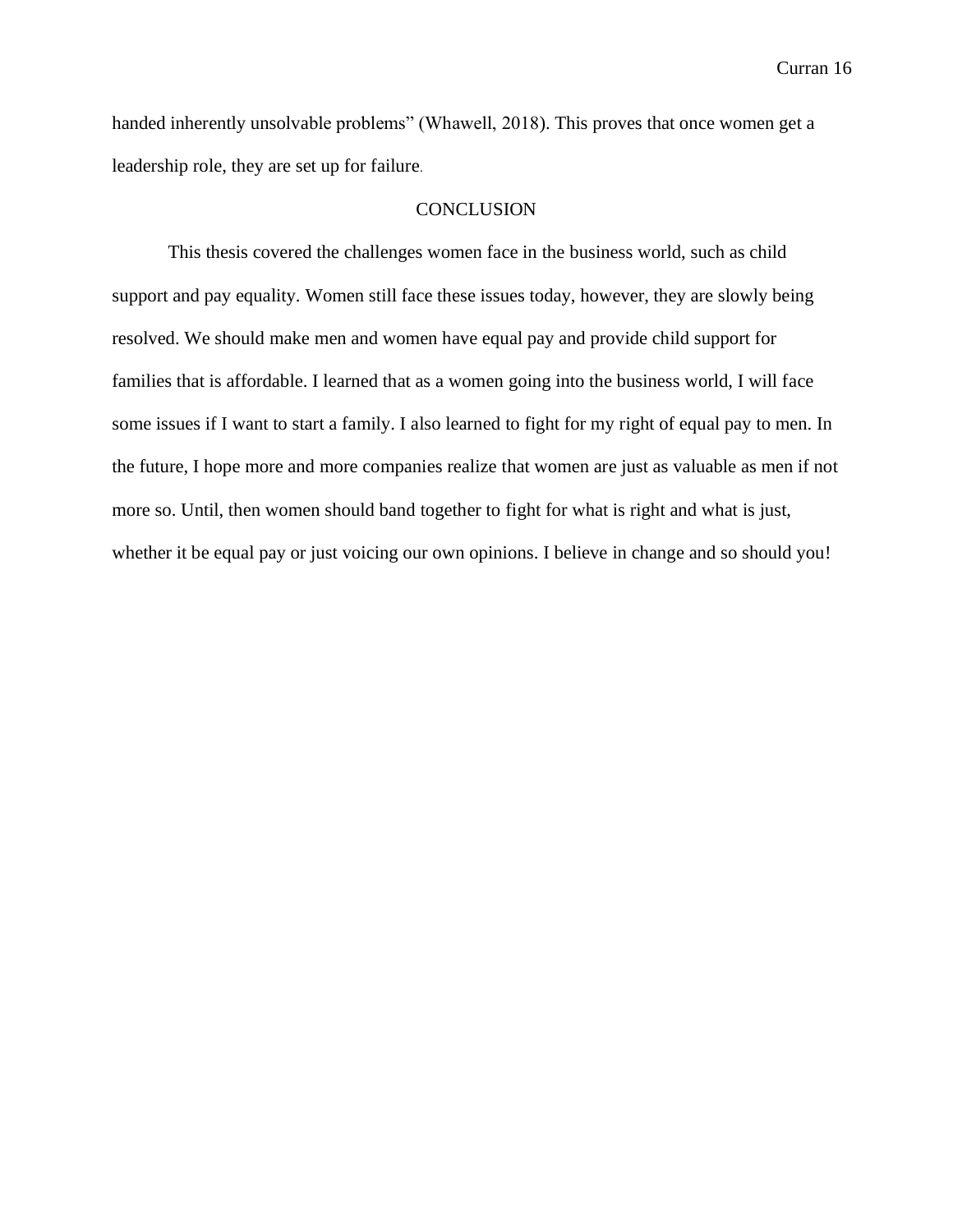handed inherently unsolvable problems” (Whawell, 2018). This proves that once women get a leadership role, they are set up for failure.

## CONCLUSION

This thesis covered the challenges women face in the business world, such as child support and pay equality. Women still face these issues today, however, they are slowly being resolved. We should make men and women have equal pay and provide child support for families that is affordable. I learned that as a women going into the business world, I will face some issues if I want to start a family. I also learned to fight for my right of equal pay to men. In the future, I hope more and more companies realize that women are just as valuable as men if not more so. Until, then women should band together to fight for what is right and what is just, whether it be equal pay or just voicing our own opinions. I believe in change and so should you!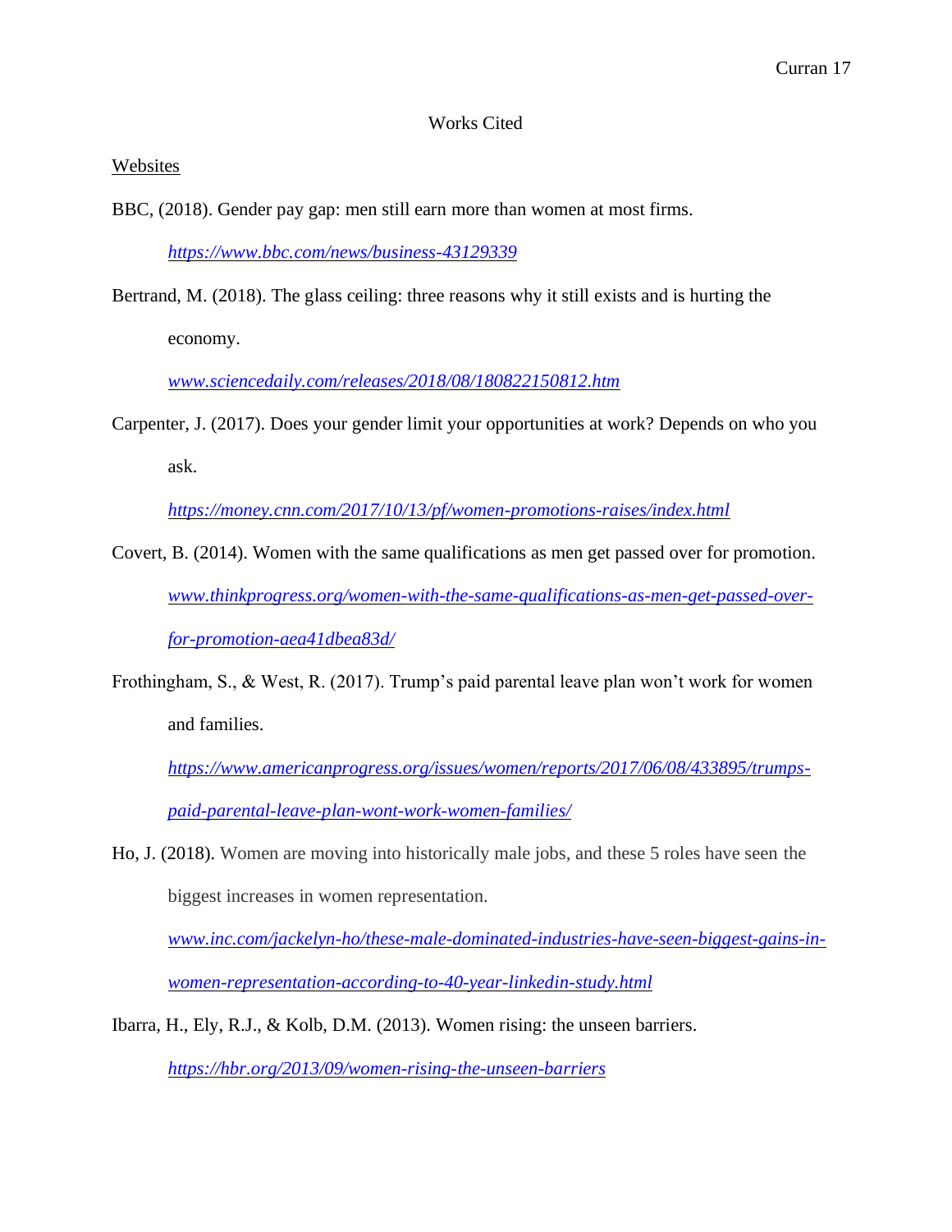# Works Cited

<u>Websites</u>

BBC, (2018). Gender pay gap: men still earn more than women at most firms.
*https://www.bbc.com/news/business-43129339*

Bertrand, M. (2018). The glass ceiling: three reasons why it still exists and is hurting the economy.
*www.sciencedaily.com/releases/2018/08/180822150812.htm*

Carpenter, J. (2017). Does your gender limit your opportunities at work? Depends on who you ask.
*https://money.cnn.com/2017/10/13/pf/women-promotions-raises/index.html*

Covert, B. (2014). Women with the same qualifications as men get passed over for promotion.
*www.thinkprogress.org/women-with-the-same-qualifications-as-men-get-passed-over-for-promotion-aea41dbea83d/*

Frothingham, S., & West, R. (2017). Trump's paid parental leave plan won't work for women and families.
*https://www.americanprogress.org/issues/women/reports/2017/06/08/433895/trumps-paid-parental-leave-plan-wont-work-women-families/*

Ho, J. (2018). Women are moving into historically male jobs, and these 5 roles have seen the biggest increases in women representation.
*www.inc.com/jackelyn-ho/these-male-dominated-industries-have-seen-biggest-gains-in-women-representation-according-to-40-year-linkedin-study.html*

Ibarra, H., Ely, R.J., & Kolb, D.M. (2013). Women rising: the unseen barriers.
*https://hbr.org/2013/09/women-rising-the-unseen-barriers*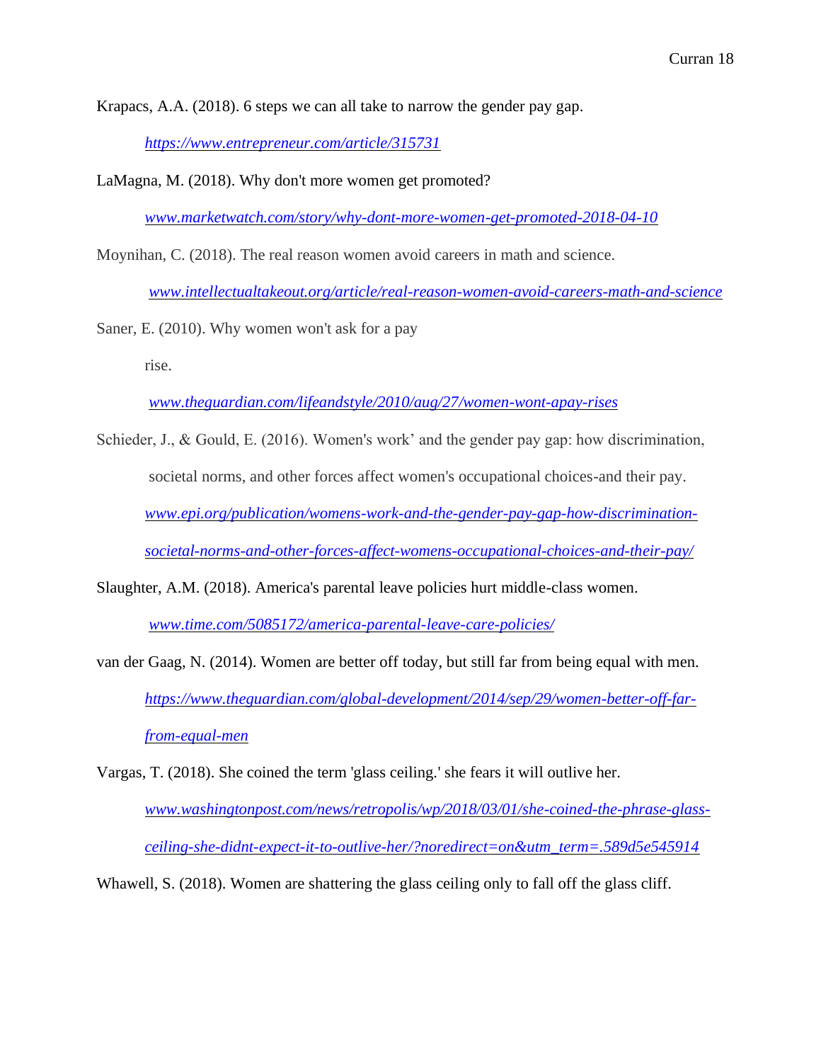Krapacs, A.A. (2018). 6 steps we can all take to narrow the gender pay gap.

*https://www.entrepreneur.com/article/315731*

LaMagna, M. (2018). Why don't more women get promoted?

*www.marketwatch.com/story/why-dont-more-women-get-promoted-2018-04-10*

Moynihan, C. (2018). The real reason women avoid careers in math and science.

*www.intellectualtakeout.org/article/real-reason-women-avoid-careers-math-and-science*

Saner, E. (2010). Why women won't ask for a pay

rise.

*www.theguardian.com/lifeandstyle/2010/aug/27/women-wont-apay-rises*

Schieder, J., & Gould, E. (2016). Women's work' and the gender pay gap: how discrimination, societal norms, and other forces affect women's occupational choices-and their pay. *www.epi.org/publication/womens-work-and-the-gender-pay-gap-how-discrimination-societal-norms-and-other-forces-affect-womens-occupational-choices-and-their-pay/*

Slaughter, A.M. (2018). America's parental leave policies hurt middle-class women.

*www.time.com/5085172/america-parental-leave-care-policies/*

van der Gaag, N. (2014). Women are better off today, but still far from being equal with men. *https://www.theguardian.com/global-development/2014/sep/29/women-better-off-far-from-equal-men*

Vargas, T. (2018). She coined the term 'glass ceiling.' she fears it will outlive her. *www.washingtonpost.com/news/retropolis/wp/2018/03/01/she-coined-the-phrase-glass-ceiling-she-didnt-expect-it-to-outlive-her/?noredirect=on&utm_term=.589d5e545914*

Whawell, S. (2018). Women are shattering the glass ceiling only to fall off the glass cliff.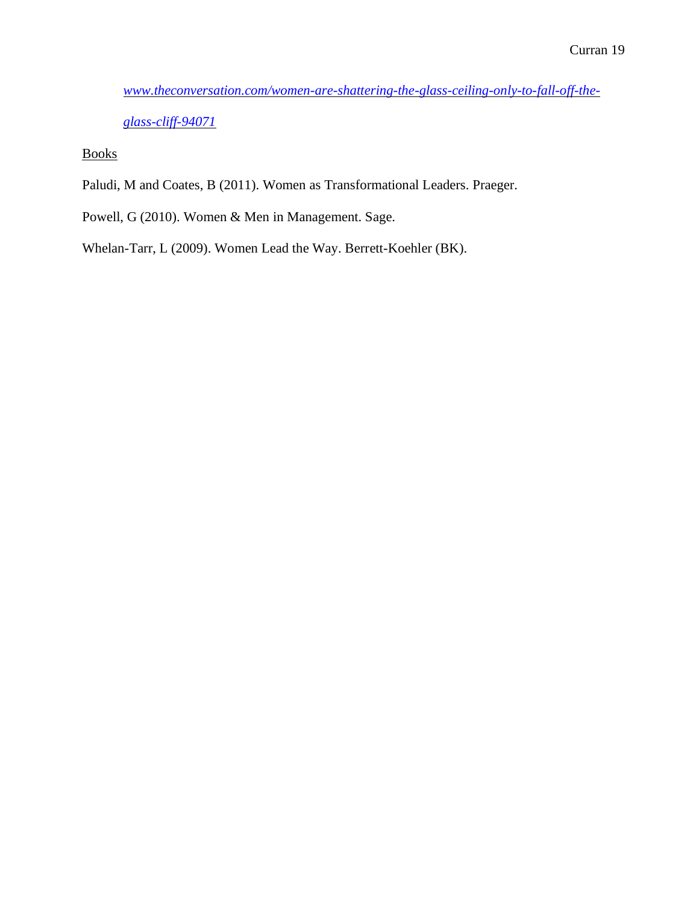*www.theconversation.com/women-are-shattering-the-glass-ceiling-only-to-fall-off-the-glass-cliff-94071*

Books

Paludi, M and Coates, B (2011). Women as Transformational Leaders. Praeger.

Powell, G (2010). Women & Men in Management. Sage.

Whelan-Tarr, L (2009). Women Lead the Way. Berrett-Koehler (BK).